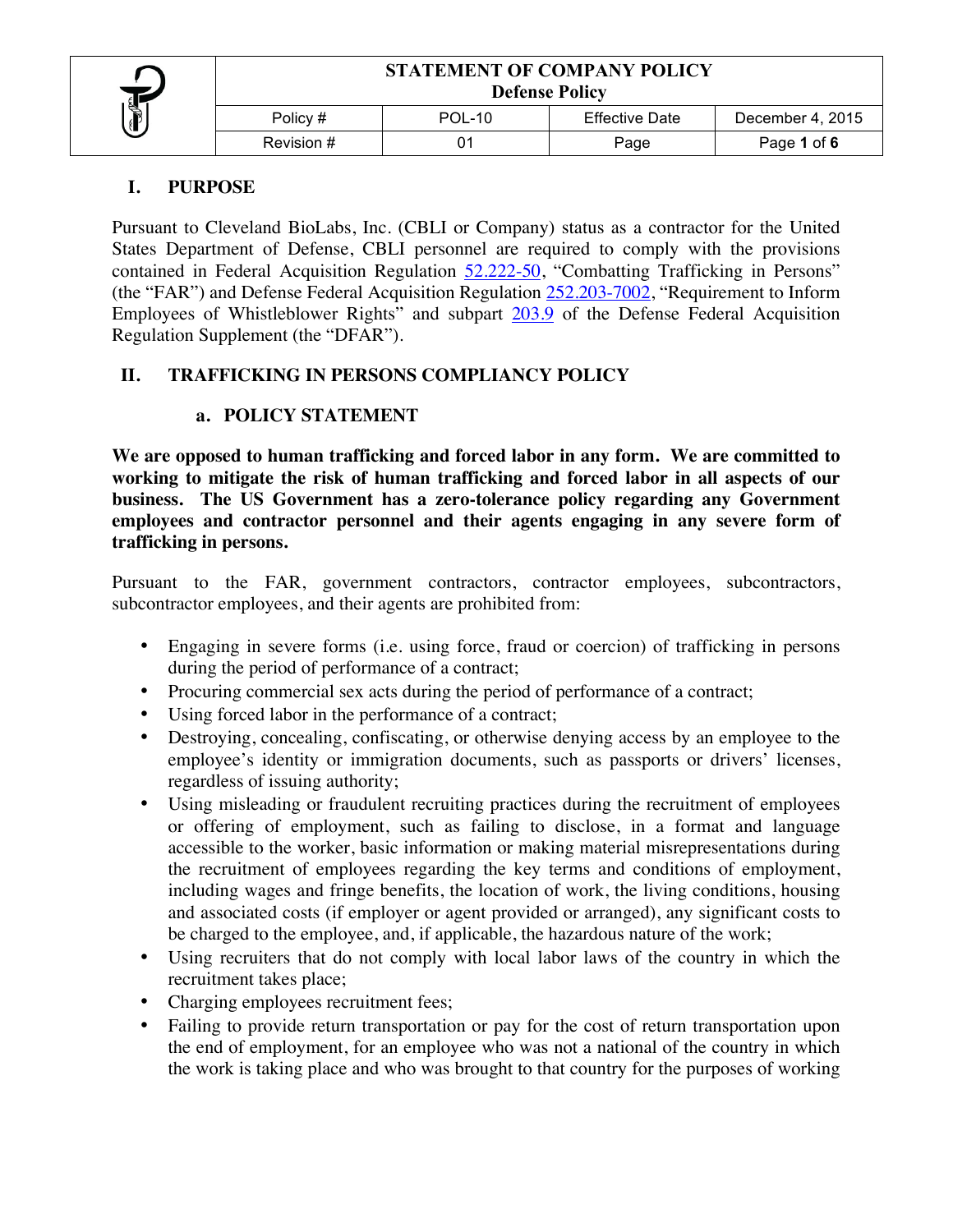| STATEMENT OF COMPANY POLICY<br>Defense Policy | | | |
|---|---|---|---|
| Policy # | POL-10 | Effective Date | December 4, 2015 |
| Revision # | 01 | Page | Page 1 of 6 |

## I. PURPOSE

Pursuant to Cleveland BioLabs, Inc. (CBLI or Company) status as a contractor for the United States Department of Defense, CBLI personnel are required to comply with the provisions contained in Federal Acquisition Regulation 52.222-50, "Combatting Trafficking in Persons" (the "FAR") and Defense Federal Acquisition Regulation 252.203-7002, "Requirement to Inform Employees of Whistleblower Rights" and subpart 203.9 of the Defense Federal Acquisition Regulation Supplement (the "DFAR").

## II. TRAFFICKING IN PERSONS COMPLIANCY POLICY

### a. POLICY STATEMENT

**We are opposed to human trafficking and forced labor in any form. We are committed to working to mitigate the risk of human trafficking and forced labor in all aspects of our business. The US Government has a zero-tolerance policy regarding any Government employees and contractor personnel and their agents engaging in any severe form of trafficking in persons.**

Pursuant to the FAR, government contractors, contractor employees, subcontractors, subcontractor employees, and their agents are prohibited from:

- Engaging in severe forms (i.e. using force, fraud or coercion) of trafficking in persons during the period of performance of a contract;
- Procuring commercial sex acts during the period of performance of a contract;
- Using forced labor in the performance of a contract;
- Destroying, concealing, confiscating, or otherwise denying access by an employee to the employee's identity or immigration documents, such as passports or drivers' licenses, regardless of issuing authority;
- Using misleading or fraudulent recruiting practices during the recruitment of employees or offering of employment, such as failing to disclose, in a format and language accessible to the worker, basic information or making material misrepresentations during the recruitment of employees regarding the key terms and conditions of employment, including wages and fringe benefits, the location of work, the living conditions, housing and associated costs (if employer or agent provided or arranged), any significant costs to be charged to the employee, and, if applicable, the hazardous nature of the work;
- Using recruiters that do not comply with local labor laws of the country in which the recruitment takes place;
- Charging employees recruitment fees;
- Failing to provide return transportation or pay for the cost of return transportation upon the end of employment, for an employee who was not a national of the country in which the work is taking place and who was brought to that country for the purposes of working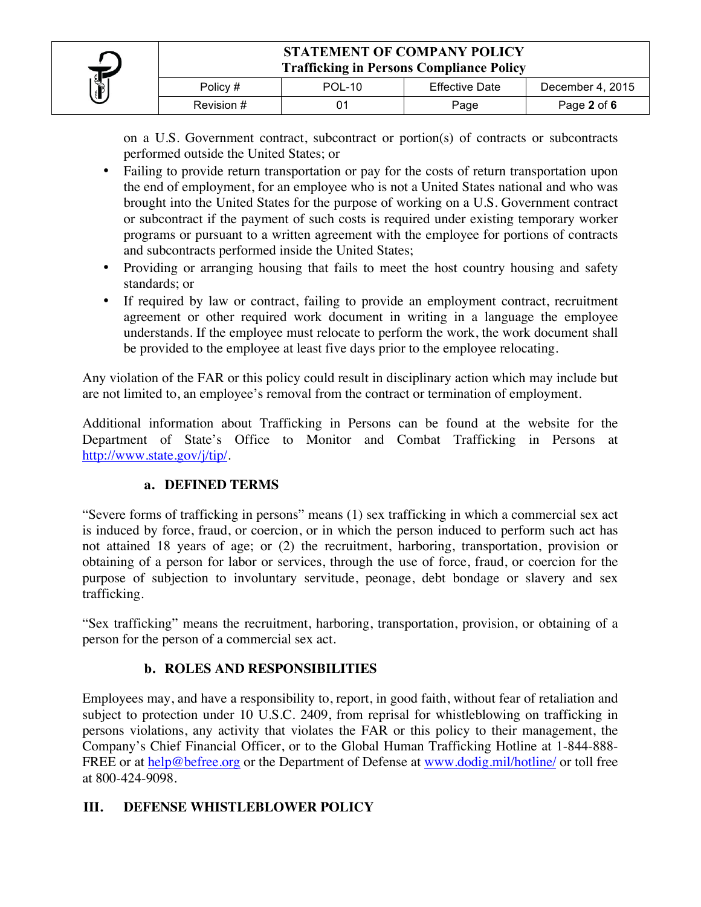on a U.S. Government contract, subcontract or portion(s) of contracts or subcontracts performed outside the United States; or

- Failing to provide return transportation or pay for the costs of return transportation upon the end of employment, for an employee who is not a United States national and who was brought into the United States for the purpose of working on a U.S. Government contract or subcontract if the payment of such costs is required under existing temporary worker programs or pursuant to a written agreement with the employee for portions of contracts and subcontracts performed inside the United States;
- Providing or arranging housing that fails to meet the host country housing and safety standards; or
- If required by law or contract, failing to provide an employment contract, recruitment agreement or other required work document in writing in a language the employee understands. If the employee must relocate to perform the work, the work document shall be provided to the employee at least five days prior to the employee relocating.

Any violation of the FAR or this policy could result in disciplinary action which may include but are not limited to, an employee's removal from the contract or termination of employment.

Additional information about Trafficking in Persons can be found at the website for the Department of State's Office to Monitor and Combat Trafficking in Persons at http://www.state.gov/j/tip/.

### a. DEFINED TERMS

"Severe forms of trafficking in persons" means (1) sex trafficking in which a commercial sex act is induced by force, fraud, or coercion, or in which the person induced to perform such act has not attained 18 years of age; or (2) the recruitment, harboring, transportation, provision or obtaining of a person for labor or services, through the use of force, fraud, or coercion for the purpose of subjection to involuntary servitude, peonage, debt bondage or slavery and sex trafficking.

"Sex trafficking" means the recruitment, harboring, transportation, provision, or obtaining of a person for the person of a commercial sex act.

### b. ROLES AND RESPONSIBILITIES

Employees may, and have a responsibility to, report, in good faith, without fear of retaliation and subject to protection under 10 U.S.C. 2409, from reprisal for whistleblowing on trafficking in persons violations, any activity that violates the FAR or this policy to their management, the Company's Chief Financial Officer, or to the Global Human Trafficking Hotline at 1-844-888-FREE or at help@befree.org or the Department of Defense at www.dodig.mil/hotline/ or toll free at 800-424-9098.

## III. DEFENSE WHISTLEBLOWER POLICY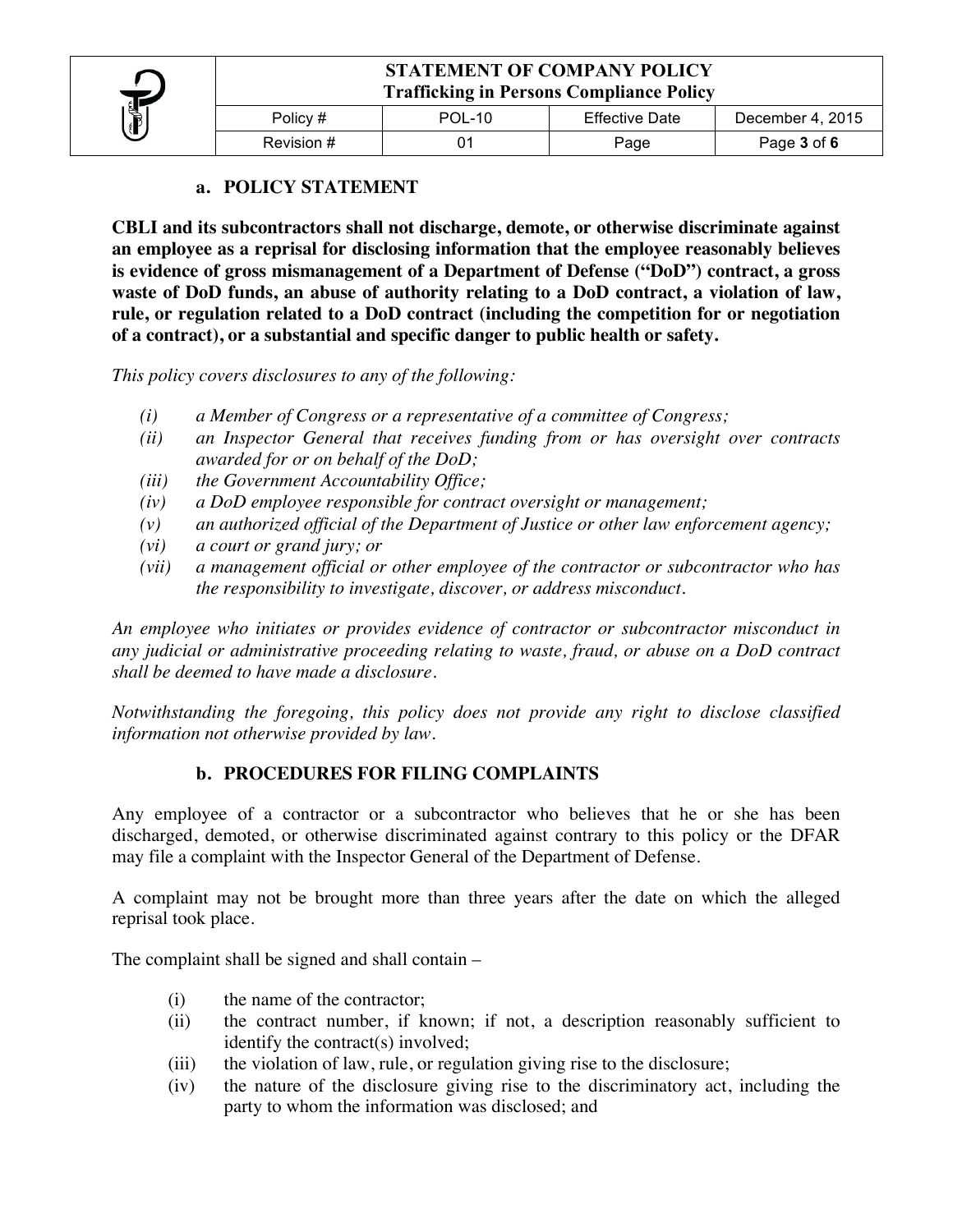### a. POLICY STATEMENT

**CBLI and its subcontractors shall not discharge, demote, or otherwise discriminate against an employee as a reprisal for disclosing information that the employee reasonably believes is evidence of gross mismanagement of a Department of Defense ("DoD") contract, a gross waste of DoD funds, an abuse of authority relating to a DoD contract, a violation of law, rule, or regulation related to a DoD contract (including the competition for or negotiation of a contract), or a substantial and specific danger to public health or safety.**

*This policy covers disclosures to any of the following:*

- *(i) a Member of Congress or a representative of a committee of Congress;*
- *(ii) an Inspector General that receives funding from or has oversight over contracts awarded for or on behalf of the DoD;*
- *(iii) the Government Accountability Office;*
- *(iv) a DoD employee responsible for contract oversight or management;*
- *(v) an authorized official of the Department of Justice or other law enforcement agency;*
- *(vi) a court or grand jury; or*
- *(vii) a management official or other employee of the contractor or subcontractor who has the responsibility to investigate, discover, or address misconduct.*

*An employee who initiates or provides evidence of contractor or subcontractor misconduct in any judicial or administrative proceeding relating to waste, fraud, or abuse on a DoD contract shall be deemed to have made a disclosure.*

*Notwithstanding the foregoing, this policy does not provide any right to disclose classified information not otherwise provided by law.*

### b. PROCEDURES FOR FILING COMPLAINTS

Any employee of a contractor or a subcontractor who believes that he or she has been discharged, demoted, or otherwise discriminated against contrary to this policy or the DFAR may file a complaint with the Inspector General of the Department of Defense.

A complaint may not be brought more than three years after the date on which the alleged reprisal took place.

The complaint shall be signed and shall contain –

- (i) the name of the contractor;
- (ii) the contract number, if known; if not, a description reasonably sufficient to identify the contract(s) involved;
- (iii) the violation of law, rule, or regulation giving rise to the disclosure;
- (iv) the nature of the disclosure giving rise to the discriminatory act, including the party to whom the information was disclosed; and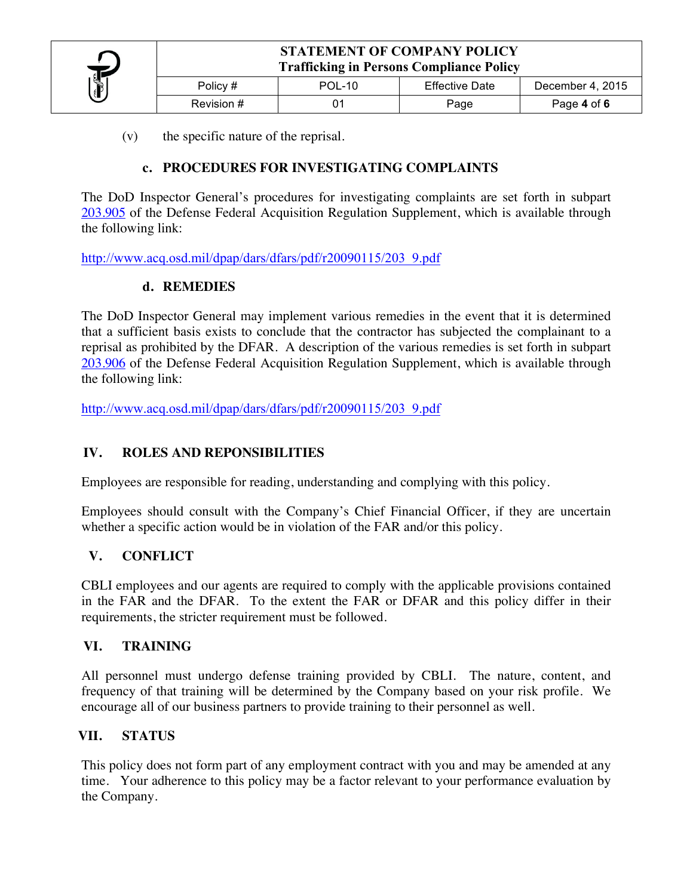(v) the specific nature of the reprisal.

### c. PROCEDURES FOR INVESTIGATING COMPLAINTS

The DoD Inspector General's procedures for investigating complaints are set forth in subpart 203.905 of the Defense Federal Acquisition Regulation Supplement, which is available through the following link:

http://www.acq.osd.mil/dpap/dars/dfars/pdf/r20090115/203_9.pdf

### d. REMEDIES

The DoD Inspector General may implement various remedies in the event that it is determined that a sufficient basis exists to conclude that the contractor has subjected the complainant to a reprisal as prohibited by the DFAR. A description of the various remedies is set forth in subpart 203.906 of the Defense Federal Acquisition Regulation Supplement, which is available through the following link:

http://www.acq.osd.mil/dpap/dars/dfars/pdf/r20090115/203_9.pdf

## IV. ROLES AND REPONSIBILITIES

Employees are responsible for reading, understanding and complying with this policy.

Employees should consult with the Company's Chief Financial Officer, if they are uncertain whether a specific action would be in violation of the FAR and/or this policy.

## V. CONFLICT

CBLI employees and our agents are required to comply with the applicable provisions contained in the FAR and the DFAR. To the extent the FAR or DFAR and this policy differ in their requirements, the stricter requirement must be followed.

## VI. TRAINING

All personnel must undergo defense training provided by CBLI. The nature, content, and frequency of that training will be determined by the Company based on your risk profile. We encourage all of our business partners to provide training to their personnel as well.

## VII. STATUS

This policy does not form part of any employment contract with you and may be amended at any time. Your adherence to this policy may be a factor relevant to your performance evaluation by the Company.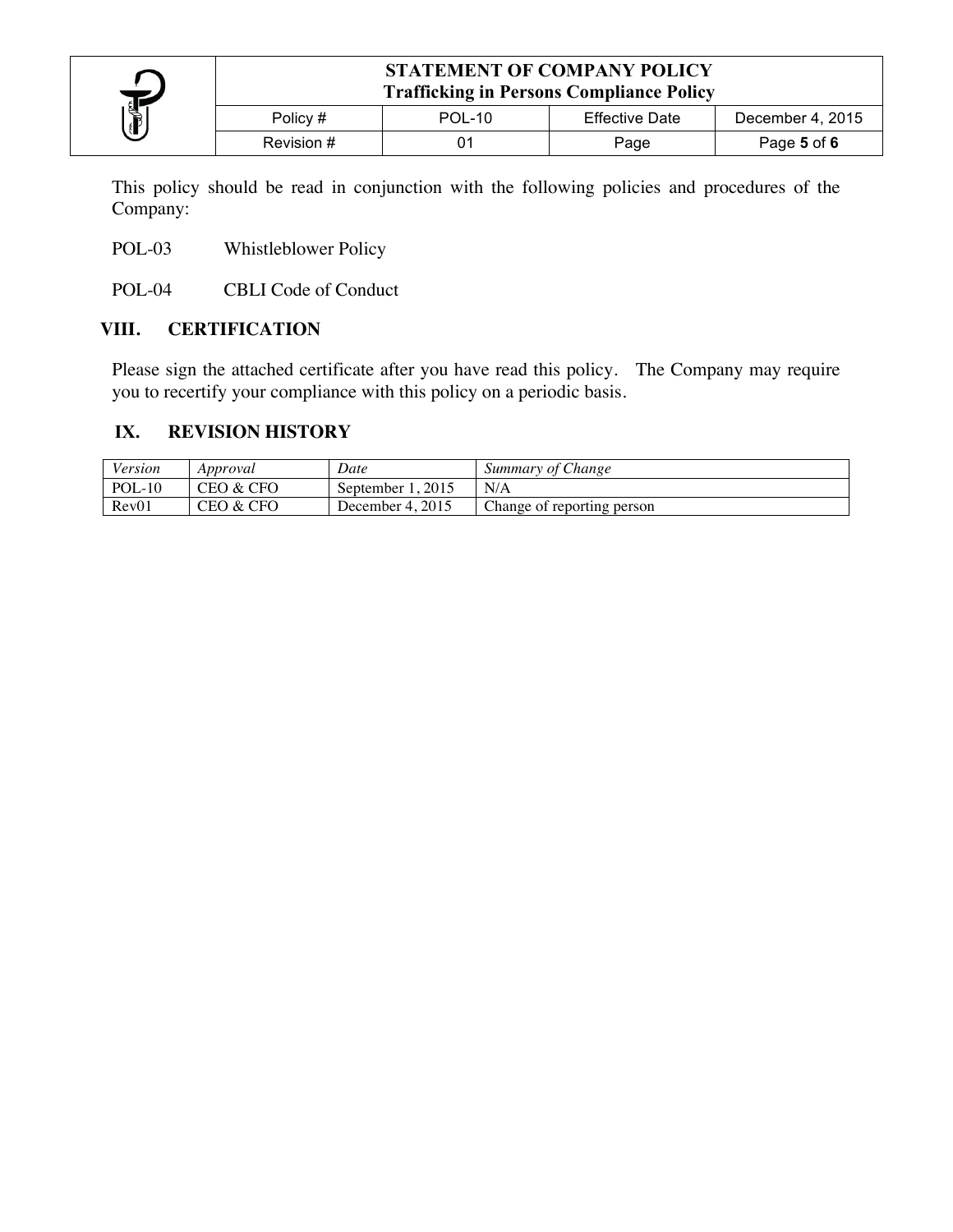This policy should be read in conjunction with the following policies and procedures of the Company:

POL-03 Whistleblower Policy

POL-04 CBLI Code of Conduct

## VIII. CERTIFICATION

Please sign the attached certificate after you have read this policy. The Company may require you to recertify your compliance with this policy on a periodic basis.

## IX. REVISION HISTORY

| *Version* | *Approval* | *Date* | *Summary of Change* |
|---|---|---|---|
| POL-10 | CEO & CFO | September 1, 2015 | N/A |
| Rev01 | CEO & CFO | December 4, 2015 | Change of reporting person |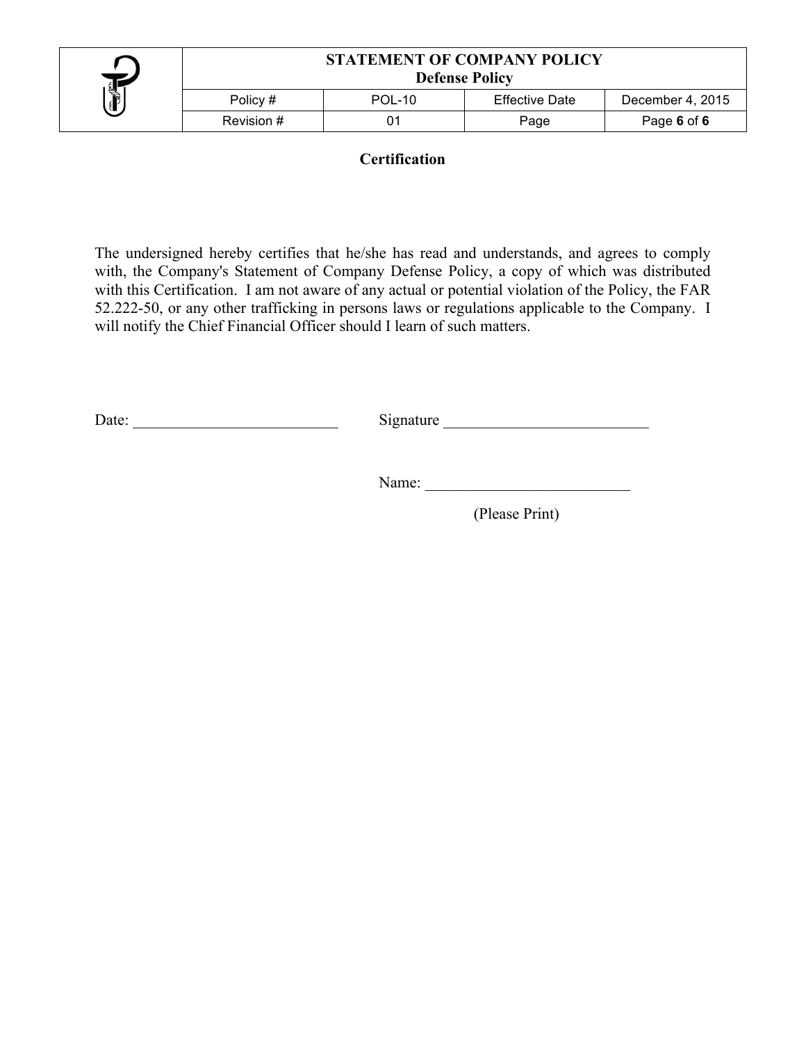## Certification

The undersigned hereby certifies that he/she has read and understands, and agrees to comply with, the Company's Statement of Company Defense Policy, a copy of which was distributed with this Certification. I am not aware of any actual or potential violation of the Policy, the FAR 52.222-50, or any other trafficking in persons laws or regulations applicable to the Company. I will notify the Chief Financial Officer should I learn of such matters.

Date: ___________________________ Signature ___________________________

Name: ___________________________

(Please Print)